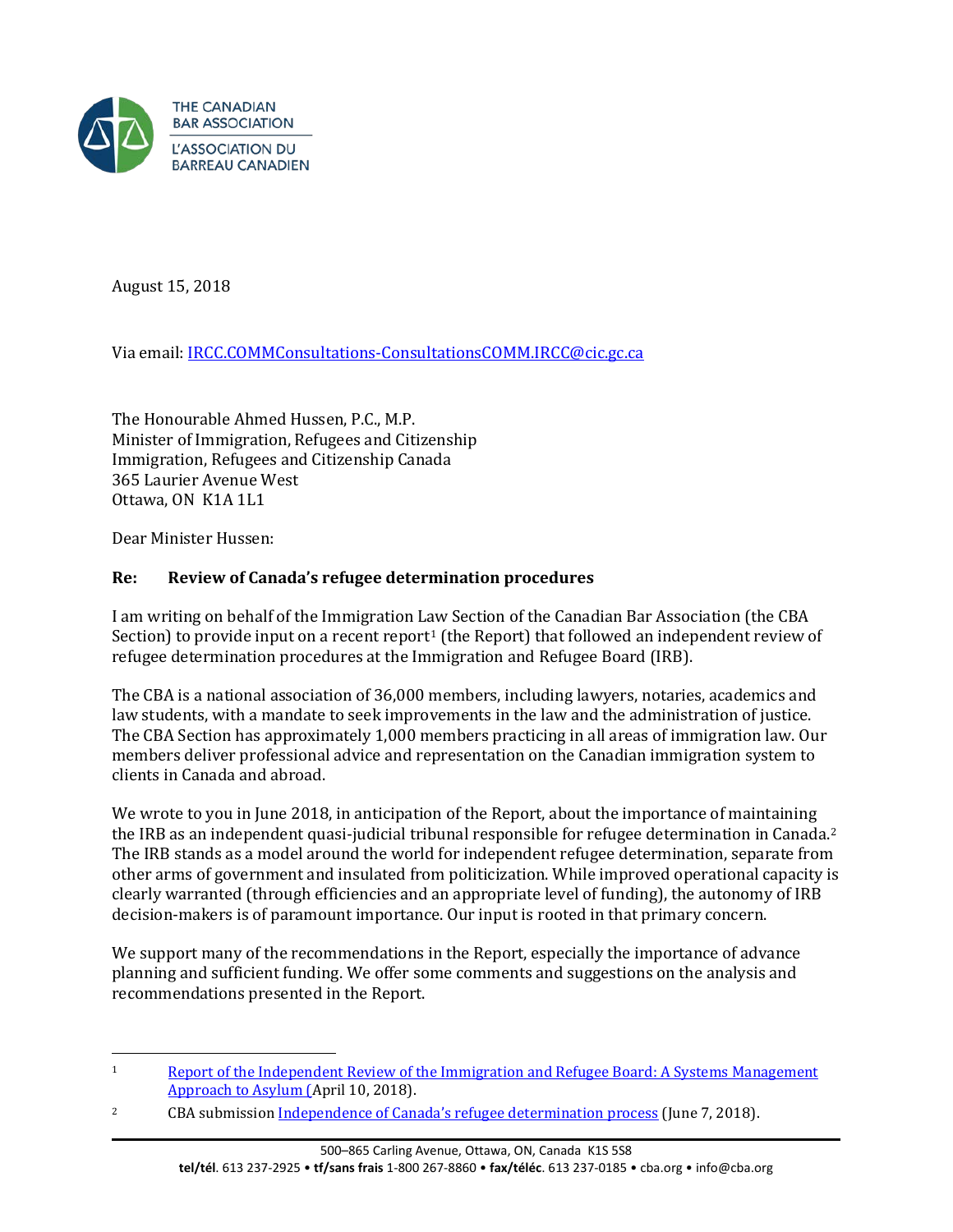THE CANADIAN BAR ASSOCIATION
L'ASSOCIATION DU BARREAU CANADIEN

August 15, 2018

Via email: IRCC.COMMConsultations-ConsultationsCOMM.IRCC@cic.gc.ca

The Honourable Ahmed Hussen, P.C., M.P.
Minister of Immigration, Refugees and Citizenship
Immigration, Refugees and Citizenship Canada
365 Laurier Avenue West
Ottawa, ON K1A 1L1

Dear Minister Hussen:

**Re: Review of Canada's refugee determination procedures**

I am writing on behalf of the Immigration Law Section of the Canadian Bar Association (the CBA Section) to provide input on a recent report[1] (the Report) that followed an independent review of refugee determination procedures at the Immigration and Refugee Board (IRB).

The CBA is a national association of 36,000 members, including lawyers, notaries, academics and law students, with a mandate to seek improvements in the law and the administration of justice. The CBA Section has approximately 1,000 members practicing in all areas of immigration law. Our members deliver professional advice and representation on the Canadian immigration system to clients in Canada and abroad.

We wrote to you in June 2018, in anticipation of the Report, about the importance of maintaining the IRB as an independent quasi-judicial tribunal responsible for refugee determination in Canada.[2] The IRB stands as a model around the world for independent refugee determination, separate from other arms of government and insulated from politicization. While improved operational capacity is clearly warranted (through efficiencies and an appropriate level of funding), the autonomy of IRB decision-makers is of paramount importance. Our input is rooted in that primary concern.

We support many of the recommendations in the Report, especially the importance of advance planning and sufficient funding. We offer some comments and suggestions on the analysis and recommendations presented in the Report.

---

[1] Report of the Independent Review of the Immigration and Refugee Board: A Systems Management Approach to Asylum (April 10, 2018).

[2] CBA submission Independence of Canada's refugee determination process (June 7, 2018).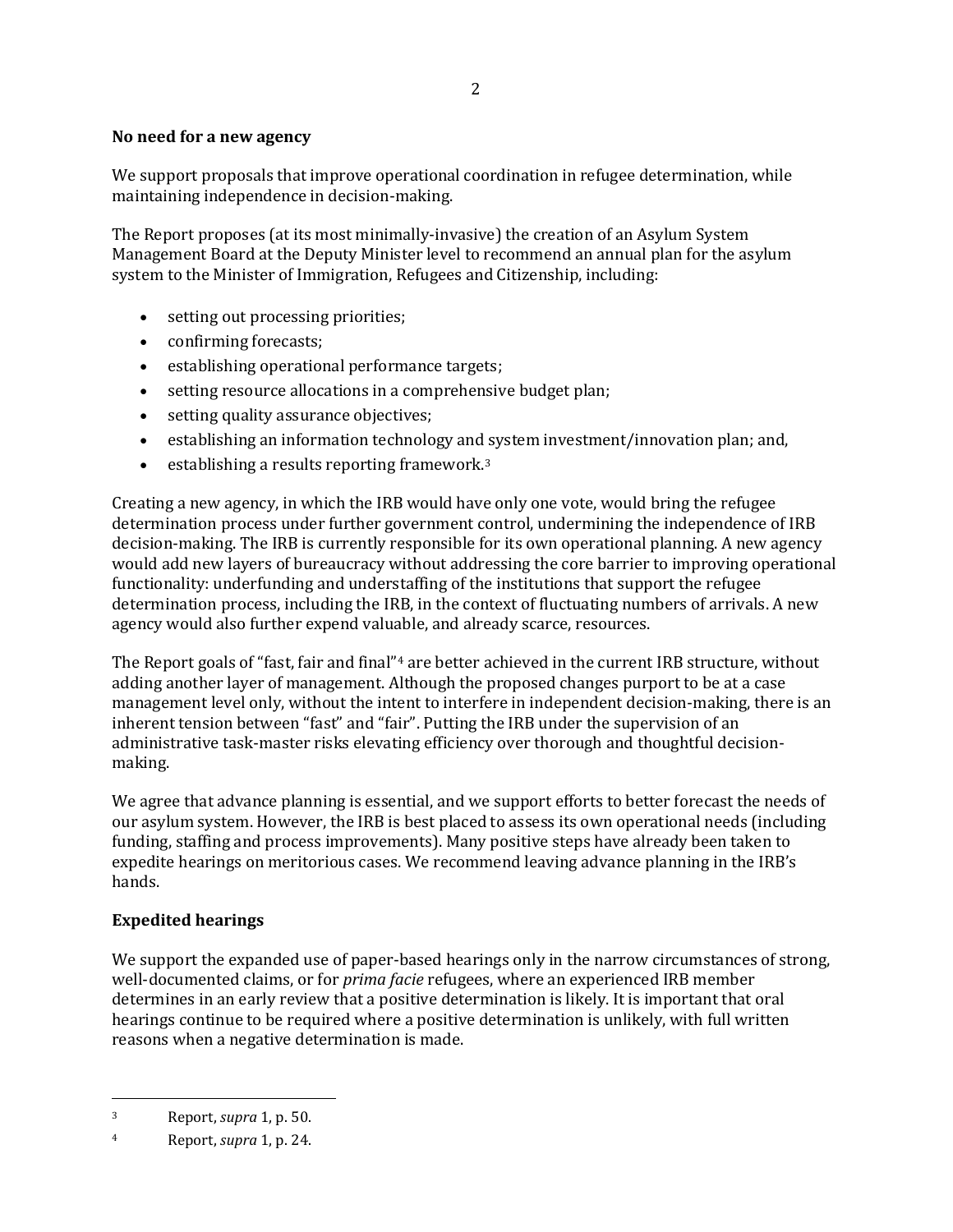**No need for a new agency**

We support proposals that improve operational coordination in refugee determination, while maintaining independence in decision-making.

The Report proposes (at its most minimally-invasive) the creation of an Asylum System Management Board at the Deputy Minister level to recommend an annual plan for the asylum system to the Minister of Immigration, Refugees and Citizenship, including:

- setting out processing priorities;
- confirming forecasts;
- establishing operational performance targets;
- setting resource allocations in a comprehensive budget plan;
- setting quality assurance objectives;
- establishing an information technology and system investment/innovation plan; and,
- establishing a results reporting framework.[3]

Creating a new agency, in which the IRB would have only one vote, would bring the refugee determination process under further government control, undermining the independence of IRB decision-making. The IRB is currently responsible for its own operational planning. A new agency would add new layers of bureaucracy without addressing the core barrier to improving operational functionality: underfunding and understaffing of the institutions that support the refugee determination process, including the IRB, in the context of fluctuating numbers of arrivals. A new agency would also further expend valuable, and already scarce, resources.

The Report goals of "fast, fair and final"[4] are better achieved in the current IRB structure, without adding another layer of management. Although the proposed changes purport to be at a case management level only, without the intent to interfere in independent decision-making, there is an inherent tension between "fast" and "fair". Putting the IRB under the supervision of an administrative task-master risks elevating efficiency over thorough and thoughtful decision-making.

We agree that advance planning is essential, and we support efforts to better forecast the needs of our asylum system. However, the IRB is best placed to assess its own operational needs (including funding, staffing and process improvements). Many positive steps have already been taken to expedite hearings on meritorious cases. We recommend leaving advance planning in the IRB's hands.

**Expedited hearings**

We support the expanded use of paper-based hearings only in the narrow circumstances of strong, well-documented claims, or for *prima facie* refugees, where an experienced IRB member determines in an early review that a positive determination is likely. It is important that oral hearings continue to be required where a positive determination is unlikely, with full written reasons when a negative determination is made.

---

[3] Report, *supra* 1, p. 50.

[4] Report, *supra* 1, p. 24.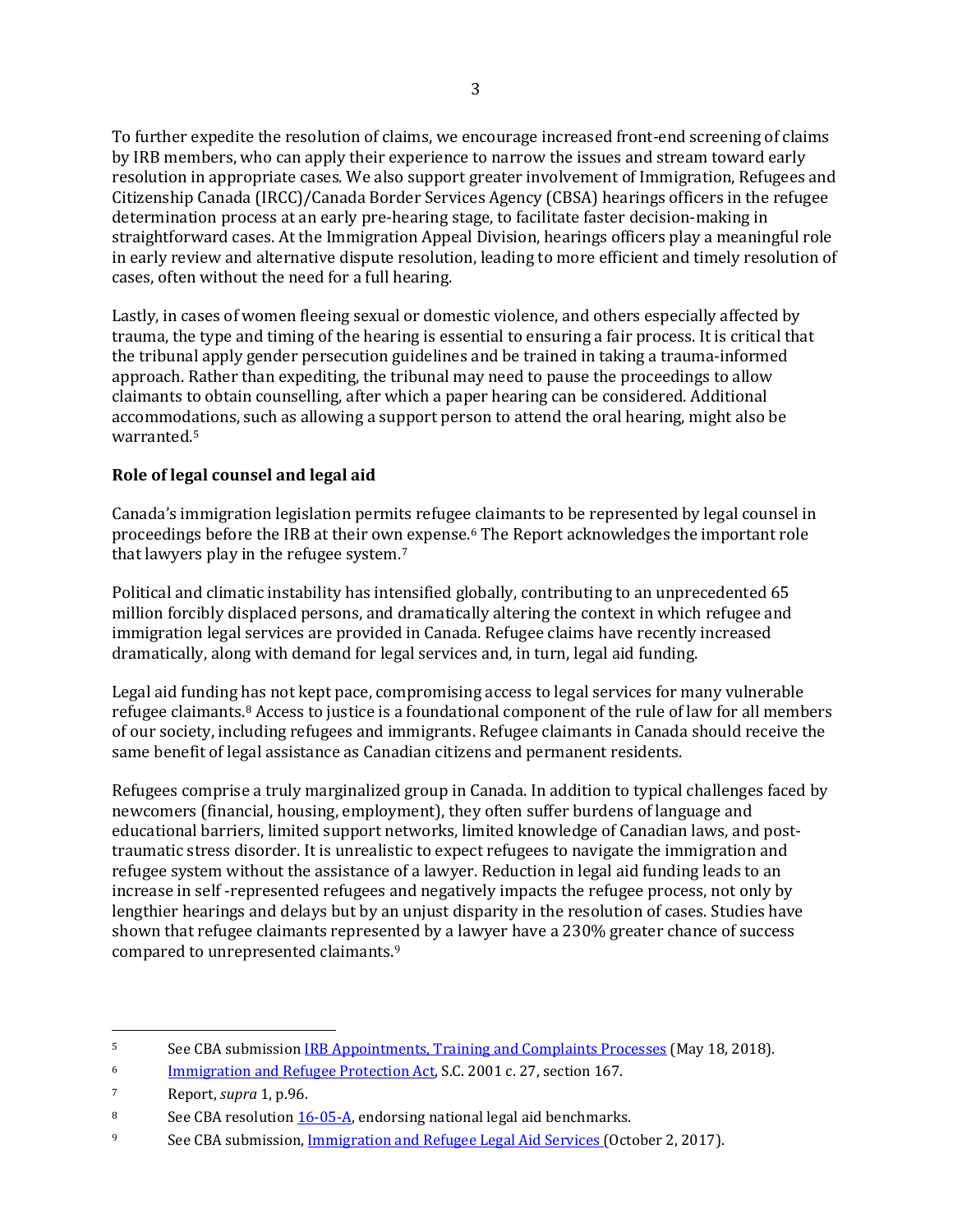To further expedite the resolution of claims, we encourage increased front-end screening of claims by IRB members, who can apply their experience to narrow the issues and stream toward early resolution in appropriate cases. We also support greater involvement of Immigration, Refugees and Citizenship Canada (IRCC)/Canada Border Services Agency (CBSA) hearings officers in the refugee determination process at an early pre-hearing stage, to facilitate faster decision-making in straightforward cases. At the Immigration Appeal Division, hearings officers play a meaningful role in early review and alternative dispute resolution, leading to more efficient and timely resolution of cases, often without the need for a full hearing.

Lastly, in cases of women fleeing sexual or domestic violence, and others especially affected by trauma, the type and timing of the hearing is essential to ensuring a fair process. It is critical that the tribunal apply gender persecution guidelines and be trained in taking a trauma-informed approach. Rather than expediting, the tribunal may need to pause the proceedings to allow claimants to obtain counselling, after which a paper hearing can be considered. Additional accommodations, such as allowing a support person to attend the oral hearing, might also be warranted.[5]

## Role of legal counsel and legal aid

Canada's immigration legislation permits refugee claimants to be represented by legal counsel in proceedings before the IRB at their own expense.[6] The Report acknowledges the important role that lawyers play in the refugee system.[7]

Political and climatic instability has intensified globally, contributing to an unprecedented 65 million forcibly displaced persons, and dramatically altering the context in which refugee and immigration legal services are provided in Canada. Refugee claims have recently increased dramatically, along with demand for legal services and, in turn, legal aid funding.

Legal aid funding has not kept pace, compromising access to legal services for many vulnerable refugee claimants.[8] Access to justice is a foundational component of the rule of law for all members of our society, including refugees and immigrants. Refugee claimants in Canada should receive the same benefit of legal assistance as Canadian citizens and permanent residents.

Refugees comprise a truly marginalized group in Canada. In addition to typical challenges faced by newcomers (financial, housing, employment), they often suffer burdens of language and educational barriers, limited support networks, limited knowledge of Canadian laws, and post-traumatic stress disorder. It is unrealistic to expect refugees to navigate the immigration and refugee system without the assistance of a lawyer. Reduction in legal aid funding leads to an increase in self -represented refugees and negatively impacts the refugee process, not only by lengthier hearings and delays but by an unjust disparity in the resolution of cases. Studies have shown that refugee claimants represented by a lawyer have a 230% greater chance of success compared to unrepresented claimants.[9]

---

[5] See CBA submission IRB Appointments, Training and Complaints Processes (May 18, 2018).

[6] Immigration and Refugee Protection Act, S.C. 2001 c. 27, section 167.

[7] Report, *supra* 1, p.96.

[8] See CBA resolution 16-05-A, endorsing national legal aid benchmarks.

[9] See CBA submission, Immigration and Refugee Legal Aid Services (October 2, 2017).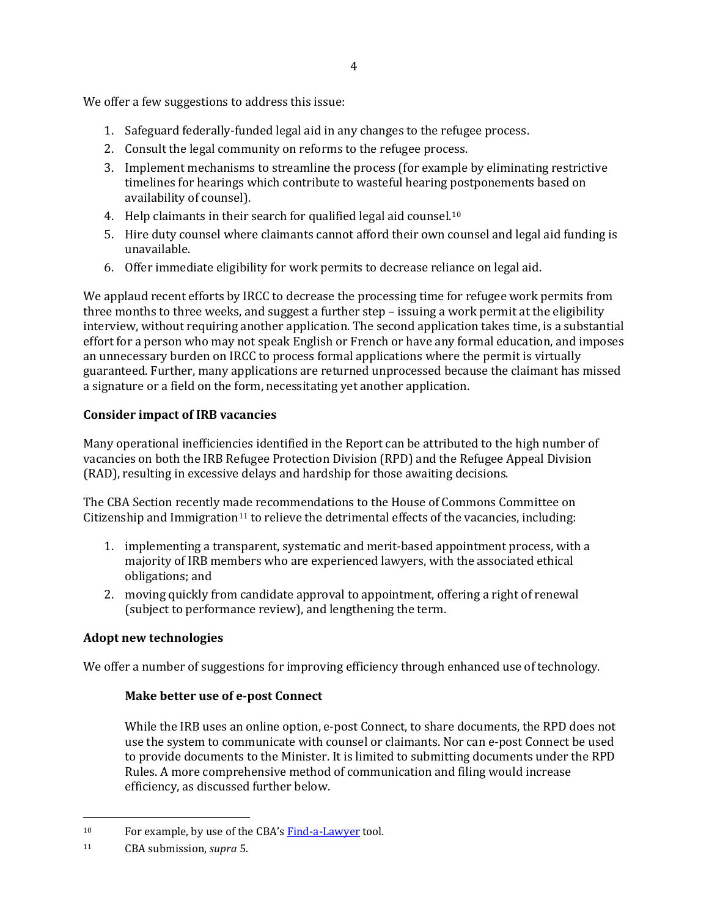We offer a few suggestions to address this issue:

1. Safeguard federally-funded legal aid in any changes to the refugee process.
2. Consult the legal community on reforms to the refugee process.
3. Implement mechanisms to streamline the process (for example by eliminating restrictive timelines for hearings which contribute to wasteful hearing postponements based on availability of counsel).
4. Help claimants in their search for qualified legal aid counsel.[10]
5. Hire duty counsel where claimants cannot afford their own counsel and legal aid funding is unavailable.
6. Offer immediate eligibility for work permits to decrease reliance on legal aid.

We applaud recent efforts by IRCC to decrease the processing time for refugee work permits from three months to three weeks, and suggest a further step – issuing a work permit at the eligibility interview, without requiring another application. The second application takes time, is a substantial effort for a person who may not speak English or French or have any formal education, and imposes an unnecessary burden on IRCC to process formal applications where the permit is virtually guaranteed. Further, many applications are returned unprocessed because the claimant has missed a signature or a field on the form, necessitating yet another application.

**Consider impact of IRB vacancies**

Many operational inefficiencies identified in the Report can be attributed to the high number of vacancies on both the IRB Refugee Protection Division (RPD) and the Refugee Appeal Division (RAD), resulting in excessive delays and hardship for those awaiting decisions.

The CBA Section recently made recommendations to the House of Commons Committee on Citizenship and Immigration[11] to relieve the detrimental effects of the vacancies, including:

1. implementing a transparent, systematic and merit-based appointment process, with a majority of IRB members who are experienced lawyers, with the associated ethical obligations; and
2. moving quickly from candidate approval to appointment, offering a right of renewal (subject to performance review), and lengthening the term.

**Adopt new technologies**

We offer a number of suggestions for improving efficiency through enhanced use of technology.

**Make better use of e-post Connect**

While the IRB uses an online option, e-post Connect, to share documents, the RPD does not use the system to communicate with counsel or claimants. Nor can e-post Connect be used to provide documents to the Minister. It is limited to submitting documents under the RPD Rules. A more comprehensive method of communication and filing would increase efficiency, as discussed further below.

---

[10] For example, by use of the CBA's Find-a-Lawyer tool.

[11] CBA submission, *supra* 5.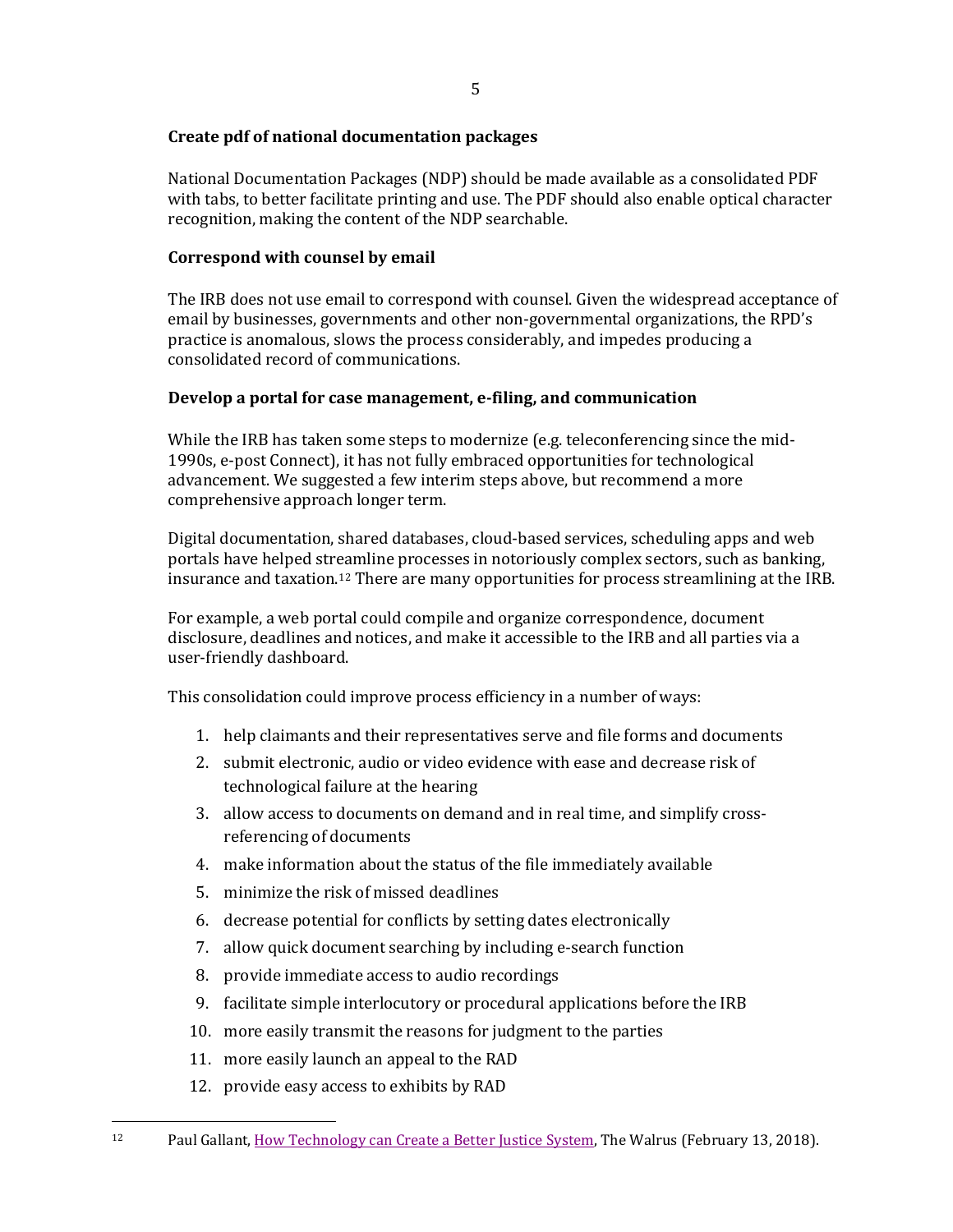**Create pdf of national documentation packages**

National Documentation Packages (NDP) should be made available as a consolidated PDF with tabs, to better facilitate printing and use. The PDF should also enable optical character recognition, making the content of the NDP searchable.

**Correspond with counsel by email**

The IRB does not use email to correspond with counsel. Given the widespread acceptance of email by businesses, governments and other non-governmental organizations, the RPD's practice is anomalous, slows the process considerably, and impedes producing a consolidated record of communications.

**Develop a portal for case management, e-filing, and communication**

While the IRB has taken some steps to modernize (e.g. teleconferencing since the mid-1990s, e-post Connect), it has not fully embraced opportunities for technological advancement. We suggested a few interim steps above, but recommend a more comprehensive approach longer term.

Digital documentation, shared databases, cloud-based services, scheduling apps and web portals have helped streamline processes in notoriously complex sectors, such as banking, insurance and taxation.[12] There are many opportunities for process streamlining at the IRB.

For example, a web portal could compile and organize correspondence, document disclosure, deadlines and notices, and make it accessible to the IRB and all parties via a user-friendly dashboard.

This consolidation could improve process efficiency in a number of ways:

1. help claimants and their representatives serve and file forms and documents
2. submit electronic, audio or video evidence with ease and decrease risk of technological failure at the hearing
3. allow access to documents on demand and in real time, and simplify cross-referencing of documents
4. make information about the status of the file immediately available
5. minimize the risk of missed deadlines
6. decrease potential for conflicts by setting dates electronically
7. allow quick document searching by including e-search function
8. provide immediate access to audio recordings
9. facilitate simple interlocutory or procedural applications before the IRB
10. more easily transmit the reasons for judgment to the parties
11. more easily launch an appeal to the RAD
12. provide easy access to exhibits by RAD

---

[12] Paul Gallant, How Technology can Create a Better Justice System, The Walrus (February 13, 2018).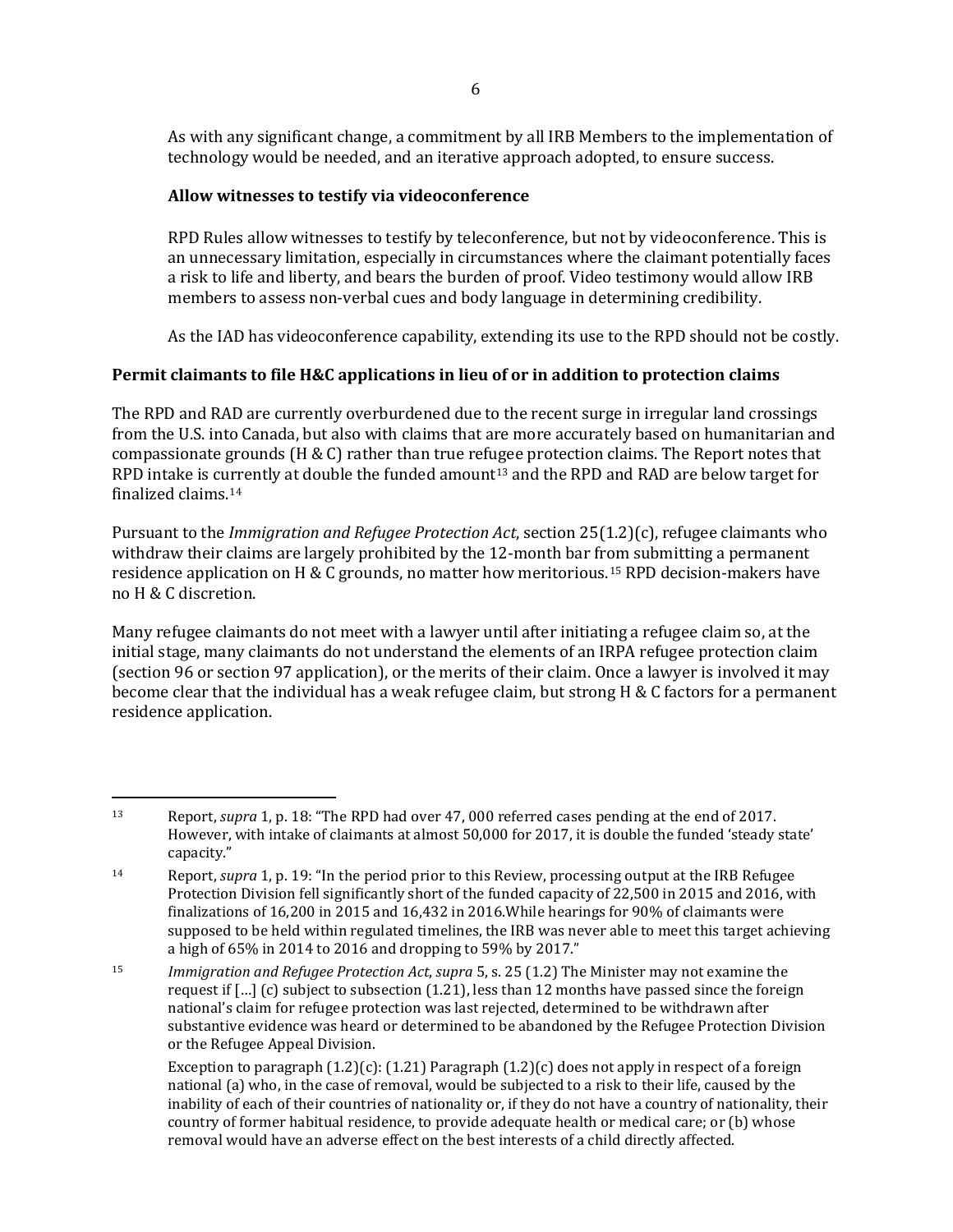As with any significant change, a commitment by all IRB Members to the implementation of technology would be needed, and an iterative approach adopted, to ensure success.

**Allow witnesses to testify via videoconference**

RPD Rules allow witnesses to testify by teleconference, but not by videoconference. This is an unnecessary limitation, especially in circumstances where the claimant potentially faces a risk to life and liberty, and bears the burden of proof. Video testimony would allow IRB members to assess non-verbal cues and body language in determining credibility.

As the IAD has videoconference capability, extending its use to the RPD should not be costly.

### Permit claimants to file H&C applications in lieu of or in addition to protection claims

The RPD and RAD are currently overburdened due to the recent surge in irregular land crossings from the U.S. into Canada, but also with claims that are more accurately based on humanitarian and compassionate grounds (H & C) rather than true refugee protection claims. The Report notes that RPD intake is currently at double the funded amount[13] and the RPD and RAD are below target for finalized claims.[14]

Pursuant to the *Immigration and Refugee Protection Act*, section 25(1.2)(c), refugee claimants who withdraw their claims are largely prohibited by the 12-month bar from submitting a permanent residence application on H & C grounds, no matter how meritorious.[15] RPD decision-makers have no H & C discretion.

Many refugee claimants do not meet with a lawyer until after initiating a refugee claim so, at the initial stage, many claimants do not understand the elements of an IRPA refugee protection claim (section 96 or section 97 application), or the merits of their claim. Once a lawyer is involved it may become clear that the individual has a weak refugee claim, but strong H & C factors for a permanent residence application.

---

[13] Report, *supra* 1, p. 18: "The RPD had over 47, 000 referred cases pending at the end of 2017. However, with intake of claimants at almost 50,000 for 2017, it is double the funded 'steady state' capacity."

[14] Report, *supra* 1, p. 19: "In the period prior to this Review, processing output at the IRB Refugee Protection Division fell significantly short of the funded capacity of 22,500 in 2015 and 2016, with finalizations of 16,200 in 2015 and 16,432 in 2016.While hearings for 90% of claimants were supposed to be held within regulated timelines, the IRB was never able to meet this target achieving a high of 65% in 2014 to 2016 and dropping to 59% by 2017."

[15] *Immigration and Refugee Protection Act*, *supra* 5, s. 25 (1.2) The Minister may not examine the request if […] (c) subject to subsection (1.21), less than 12 months have passed since the foreign national's claim for refugee protection was last rejected, determined to be withdrawn after substantive evidence was heard or determined to be abandoned by the Refugee Protection Division or the Refugee Appeal Division.

Exception to paragraph (1.2)(c): (1.21) Paragraph (1.2)(c) does not apply in respect of a foreign national (a) who, in the case of removal, would be subjected to a risk to their life, caused by the inability of each of their countries of nationality or, if they do not have a country of nationality, their country of former habitual residence, to provide adequate health or medical care; or (b) whose removal would have an adverse effect on the best interests of a child directly affected.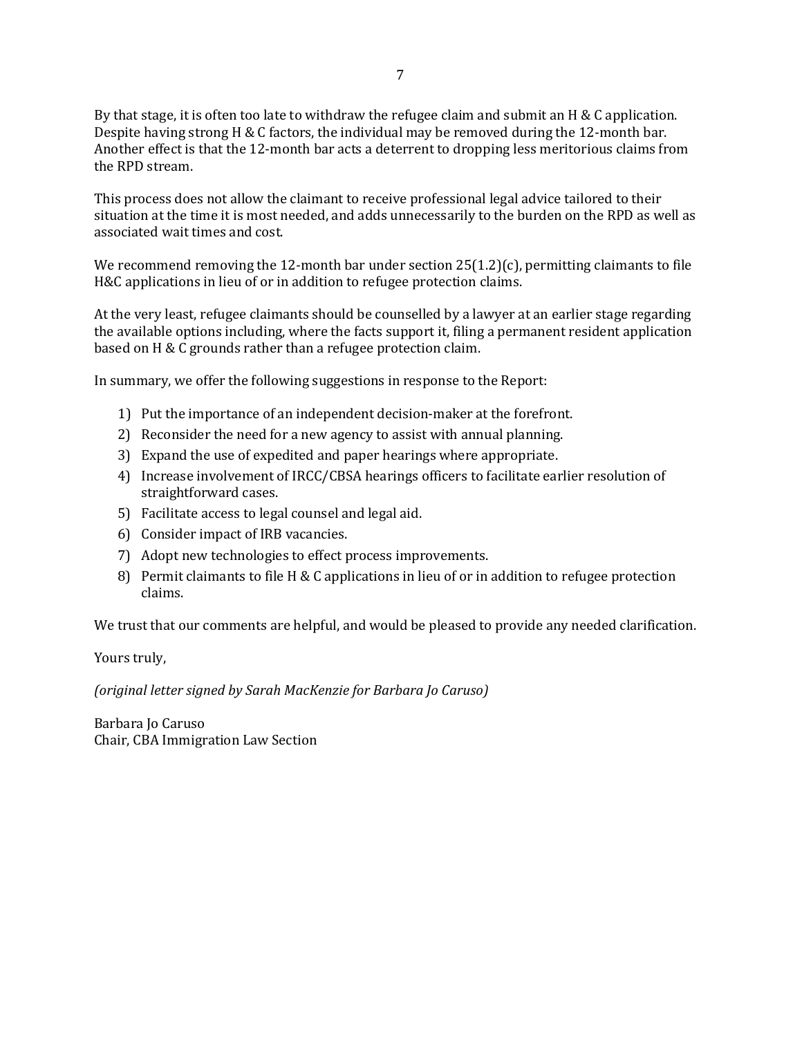By that stage, it is often too late to withdraw the refugee claim and submit an H & C application. Despite having strong H & C factors, the individual may be removed during the 12-month bar. Another effect is that the 12-month bar acts a deterrent to dropping less meritorious claims from the RPD stream.

This process does not allow the claimant to receive professional legal advice tailored to their situation at the time it is most needed, and adds unnecessarily to the burden on the RPD as well as associated wait times and cost.

We recommend removing the 12-month bar under section 25(1.2)(c), permitting claimants to file H&C applications in lieu of or in addition to refugee protection claims.

At the very least, refugee claimants should be counselled by a lawyer at an earlier stage regarding the available options including, where the facts support it, filing a permanent resident application based on H & C grounds rather than a refugee protection claim.

In summary, we offer the following suggestions in response to the Report:

1) Put the importance of an independent decision-maker at the forefront.
2) Reconsider the need for a new agency to assist with annual planning.
3) Expand the use of expedited and paper hearings where appropriate.
4) Increase involvement of IRCC/CBSA hearings officers to facilitate earlier resolution of straightforward cases.
5) Facilitate access to legal counsel and legal aid.
6) Consider impact of IRB vacancies.
7) Adopt new technologies to effect process improvements.
8) Permit claimants to file H & C applications in lieu of or in addition to refugee protection claims.

We trust that our comments are helpful, and would be pleased to provide any needed clarification.

Yours truly,

*(original letter signed by Sarah MacKenzie for Barbara Jo Caruso)*

Barbara Jo Caruso
Chair, CBA Immigration Law Section